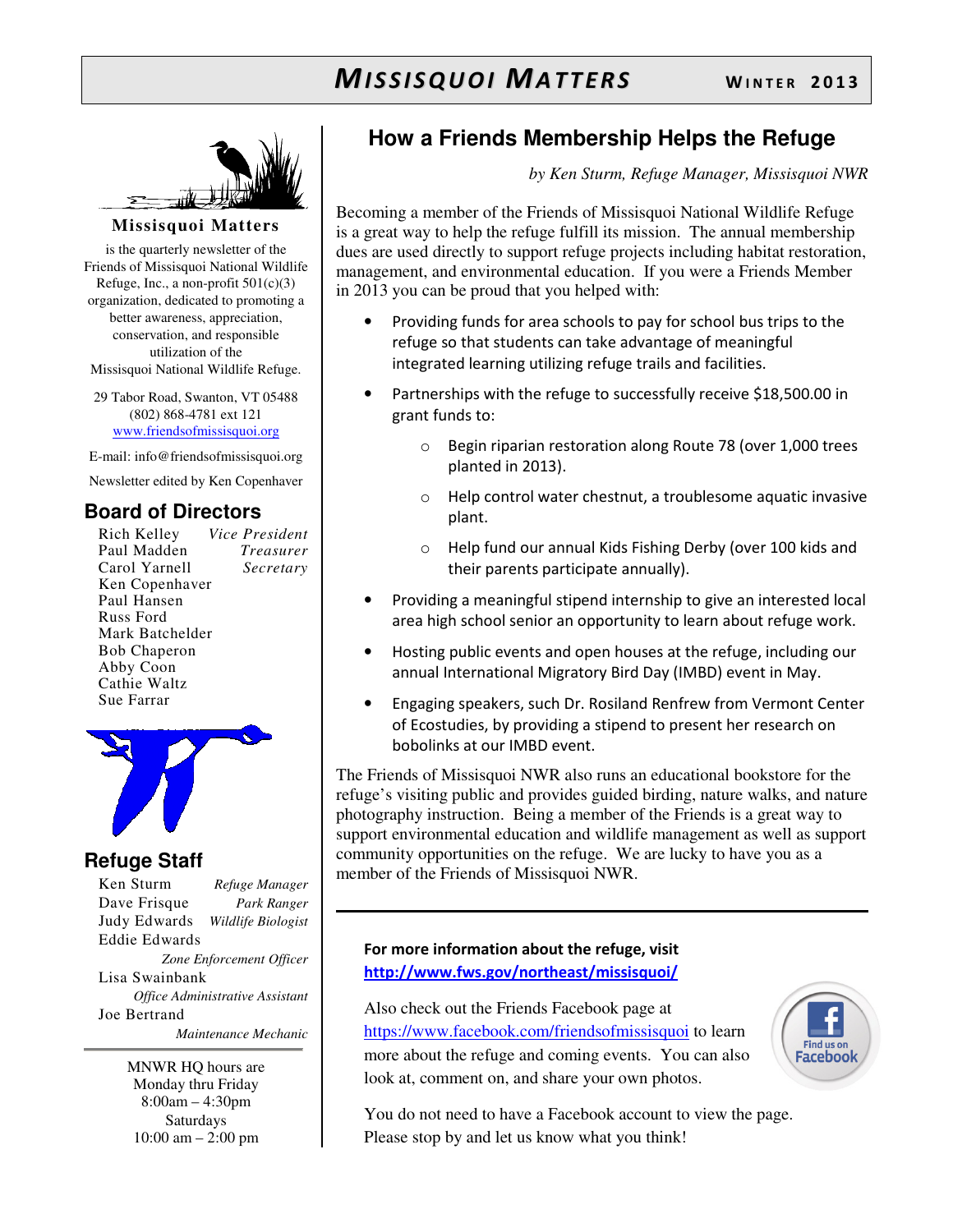# MISSISQUOI MATTERS

WINTER 2013

**Missisquoi Matters**

is the quarterly newsletter of the Friends of Missisquoi National Wildlife Refuge, Inc., a non-profit 501(c)(3) organization, dedicated to promoting a better awareness, appreciation, conservation, and responsible utilization of the Missisquoi National Wildlife Refuge.

29 Tabor Road, Swanton, VT 05488
(802) 868-4781 ext 121
www.friendsofmissisquoi.org

E-mail: info@friendsofmissisquoi.org

Newsletter edited by Ken Copenhaver

## Board of Directors

Rich Kelley — *Vice President*
Paul Madden — *Treasurer*
Carol Yarnell — *Secretary*
Ken Copenhaver
Paul Hansen
Russ Ford
Mark Batchelder
Bob Chaperon
Abby Coon
Cathie Waltz
Sue Farrar

## Refuge Staff

Ken Sturm — *Refuge Manager*
Dave Frisque — *Park Ranger*
Judy Edwards — *Wildlife Biologist*
Eddie Edwards — *Zone Enforcement Officer*
Lisa Swainbank — *Office Administrative Assistant*
Joe Bertrand — *Maintenance Mechanic*

MNWR HQ hours are
Monday thru Friday
8:00am – 4:30pm
Saturdays
10:00 am – 2:00 pm

## How a Friends Membership Helps the Refuge

*by Ken Sturm, Refuge Manager, Missisquoi NWR*

Becoming a member of the Friends of Missisquoi National Wildlife Refuge is a great way to help the refuge fulfill its mission. The annual membership dues are used directly to support refuge projects including habitat restoration, management, and environmental education. If you were a Friends Member in 2013 you can be proud that you helped with:

- Providing funds for area schools to pay for school bus trips to the refuge so that students can take advantage of meaningful integrated learning utilizing refuge trails and facilities.
- Partnerships with the refuge to successfully receive $18,500.00 in grant funds to:
  - Begin riparian restoration along Route 78 (over 1,000 trees planted in 2013).
  - Help control water chestnut, a troublesome aquatic invasive plant.
  - Help fund our annual Kids Fishing Derby (over 100 kids and their parents participate annually).
- Providing a meaningful stipend internship to give an interested local area high school senior an opportunity to learn about refuge work.
- Hosting public events and open houses at the refuge, including our annual International Migratory Bird Day (IMBD) event in May.
- Engaging speakers, such Dr. Rosiland Renfrew from Vermont Center of Ecostudies, by providing a stipend to present her research on bobolinks at our IMBD event.

The Friends of Missisquoi NWR also runs an educational bookstore for the refuge's visiting public and provides guided birding, nature walks, and nature photography instruction. Being a member of the Friends is a great way to support environmental education and wildlife management as well as support community opportunities on the refuge. We are lucky to have you as a member of the Friends of Missisquoi NWR.

---

**For more information about the refuge, visit http://www.fws.gov/northeast/missisquoi/**

Also check out the Friends Facebook page at https://www.facebook.com/friendsofmissisquoi to learn more about the refuge and coming events. You can also look at, comment on, and share your own photos.

Find us on Facebook

You do not need to have a Facebook account to view the page. Please stop by and let us know what you think!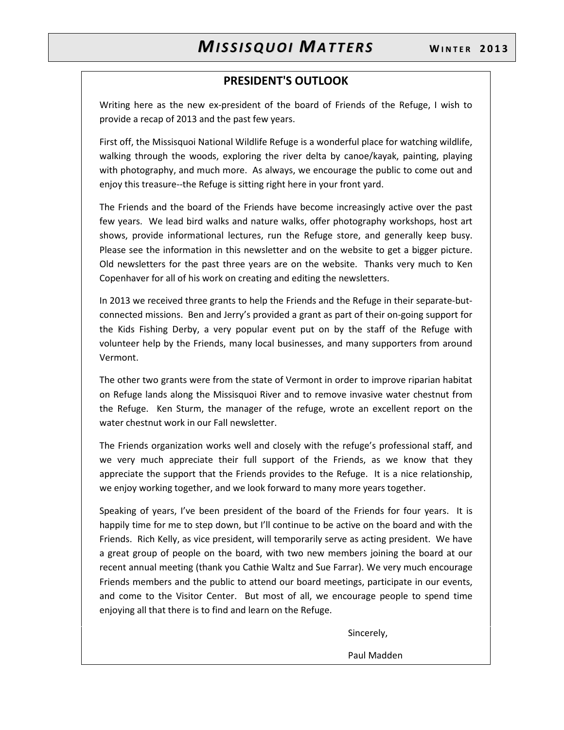## PRESIDENT'S OUTLOOK

Writing here as the new ex-president of the board of Friends of the Refuge, I wish to provide a recap of 2013 and the past few years.

First off, the Missisquoi National Wildlife Refuge is a wonderful place for watching wildlife, walking through the woods, exploring the river delta by canoe/kayak, painting, playing with photography, and much more. As always, we encourage the public to come out and enjoy this treasure--the Refuge is sitting right here in your front yard.

The Friends and the board of the Friends have become increasingly active over the past few years. We lead bird walks and nature walks, offer photography workshops, host art shows, provide informational lectures, run the Refuge store, and generally keep busy. Please see the information in this newsletter and on the website to get a bigger picture. Old newsletters for the past three years are on the website. Thanks very much to Ken Copenhaver for all of his work on creating and editing the newsletters.

In 2013 we received three grants to help the Friends and the Refuge in their separate-but-connected missions. Ben and Jerry's provided a grant as part of their on-going support for the Kids Fishing Derby, a very popular event put on by the staff of the Refuge with volunteer help by the Friends, many local businesses, and many supporters from around Vermont.

The other two grants were from the state of Vermont in order to improve riparian habitat on Refuge lands along the Missisquoi River and to remove invasive water chestnut from the Refuge. Ken Sturm, the manager of the refuge, wrote an excellent report on the water chestnut work in our Fall newsletter.

The Friends organization works well and closely with the refuge's professional staff, and we very much appreciate their full support of the Friends, as we know that they appreciate the support that the Friends provides to the Refuge. It is a nice relationship, we enjoy working together, and we look forward to many more years together.

Speaking of years, I've been president of the board of the Friends for four years. It is happily time for me to step down, but I'll continue to be active on the board and with the Friends. Rich Kelly, as vice president, will temporarily serve as acting president. We have a great group of people on the board, with two new members joining the board at our recent annual meeting (thank you Cathie Waltz and Sue Farrar). We very much encourage Friends members and the public to attend our board meetings, participate in our events, and come to the Visitor Center. But most of all, we encourage people to spend time enjoying all that there is to find and learn on the Refuge.

Sincerely,

Paul Madden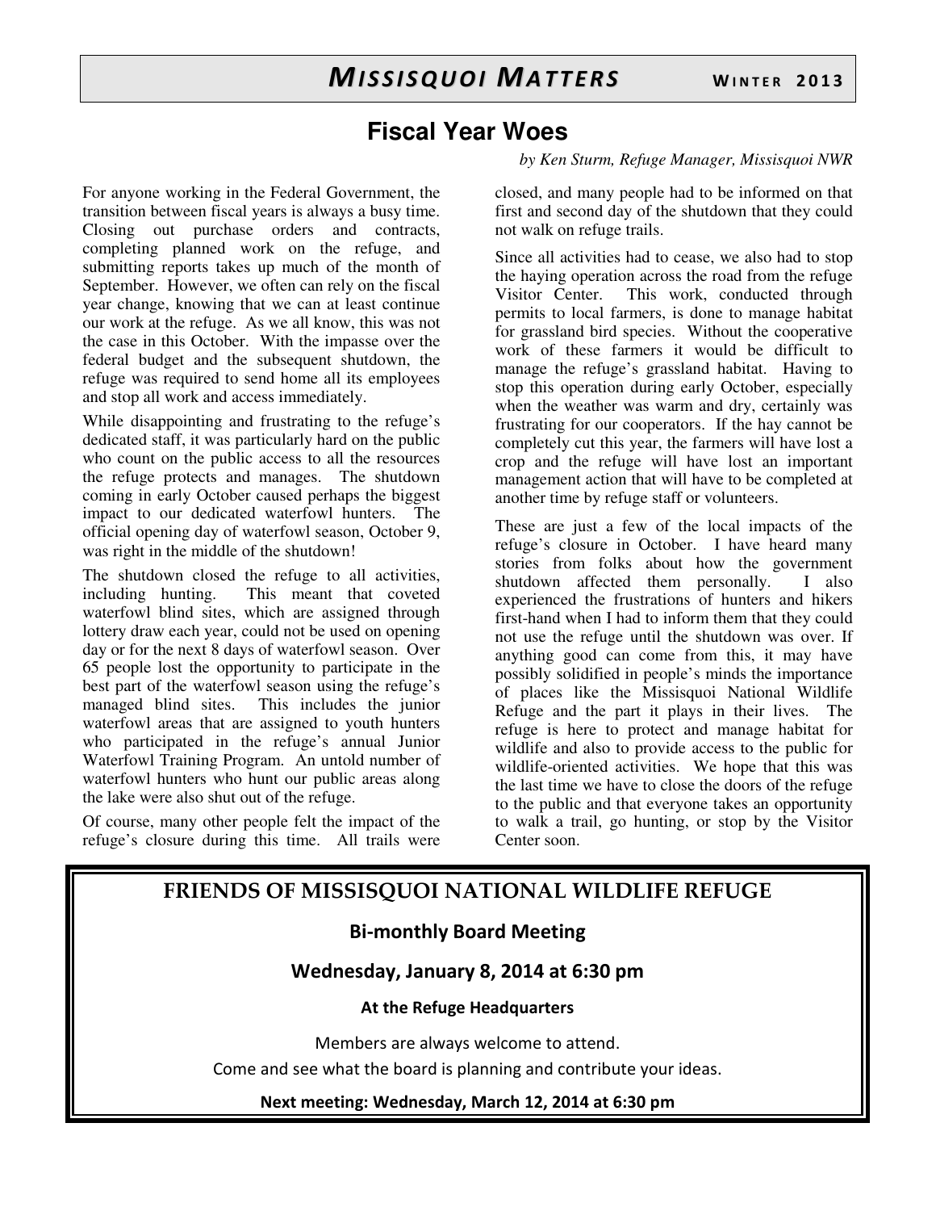# Fiscal Year Woes

*by Ken Sturm, Refuge Manager, Missisquoi NWR*

For anyone working in the Federal Government, the transition between fiscal years is always a busy time. Closing out purchase orders and contracts, completing planned work on the refuge, and submitting reports takes up much of the month of September. However, we often can rely on the fiscal year change, knowing that we can at least continue our work at the refuge. As we all know, this was not the case in this October. With the impasse over the federal budget and the subsequent shutdown, the refuge was required to send home all its employees and stop all work and access immediately.

While disappointing and frustrating to the refuge's dedicated staff, it was particularly hard on the public who count on the public access to all the resources the refuge protects and manages. The shutdown coming in early October caused perhaps the biggest impact to our dedicated waterfowl hunters. The official opening day of waterfowl season, October 9, was right in the middle of the shutdown!

The shutdown closed the refuge to all activities, including hunting. This meant that coveted waterfowl blind sites, which are assigned through lottery draw each year, could not be used on opening day or for the next 8 days of waterfowl season. Over 65 people lost the opportunity to participate in the best part of the waterfowl season using the refuge's managed blind sites. This includes the junior waterfowl areas that are assigned to youth hunters who participated in the refuge's annual Junior Waterfowl Training Program. An untold number of waterfowl hunters who hunt our public areas along the lake were also shut out of the refuge.

Of course, many other people felt the impact of the refuge's closure during this time. All trails were closed, and many people had to be informed on that first and second day of the shutdown that they could not walk on refuge trails.

Since all activities had to cease, we also had to stop the haying operation across the road from the refuge Visitor Center. This work, conducted through permits to local farmers, is done to manage habitat for grassland bird species. Without the cooperative work of these farmers it would be difficult to manage the refuge's grassland habitat. Having to stop this operation during early October, especially when the weather was warm and dry, certainly was frustrating for our cooperators. If the hay cannot be completely cut this year, the farmers will have lost a crop and the refuge will have lost an important management action that will have to be completed at another time by refuge staff or volunteers.

These are just a few of the local impacts of the refuge's closure in October. I have heard many stories from folks about how the government shutdown affected them personally. I also experienced the frustrations of hunters and hikers first-hand when I had to inform them that they could not use the refuge until the shutdown was over. If anything good can come from this, it may have possibly solidified in people's minds the importance of places like the Missisquoi National Wildlife Refuge and the part it plays in their lives. The refuge is here to protect and manage habitat for wildlife and also to provide access to the public for wildlife-oriented activities. We hope that this was the last time we have to close the doors of the refuge to the public and that everyone takes an opportunity to walk a trail, go hunting, or stop by the Visitor Center soon.

## FRIENDS OF MISSISQUOI NATIONAL WILDLIFE REFUGE

### Bi-monthly Board Meeting

### Wednesday, January 8, 2014 at 6:30 pm

**At the Refuge Headquarters**

Members are always welcome to attend.

Come and see what the board is planning and contribute your ideas.

**Next meeting: Wednesday, March 12, 2014 at 6:30 pm**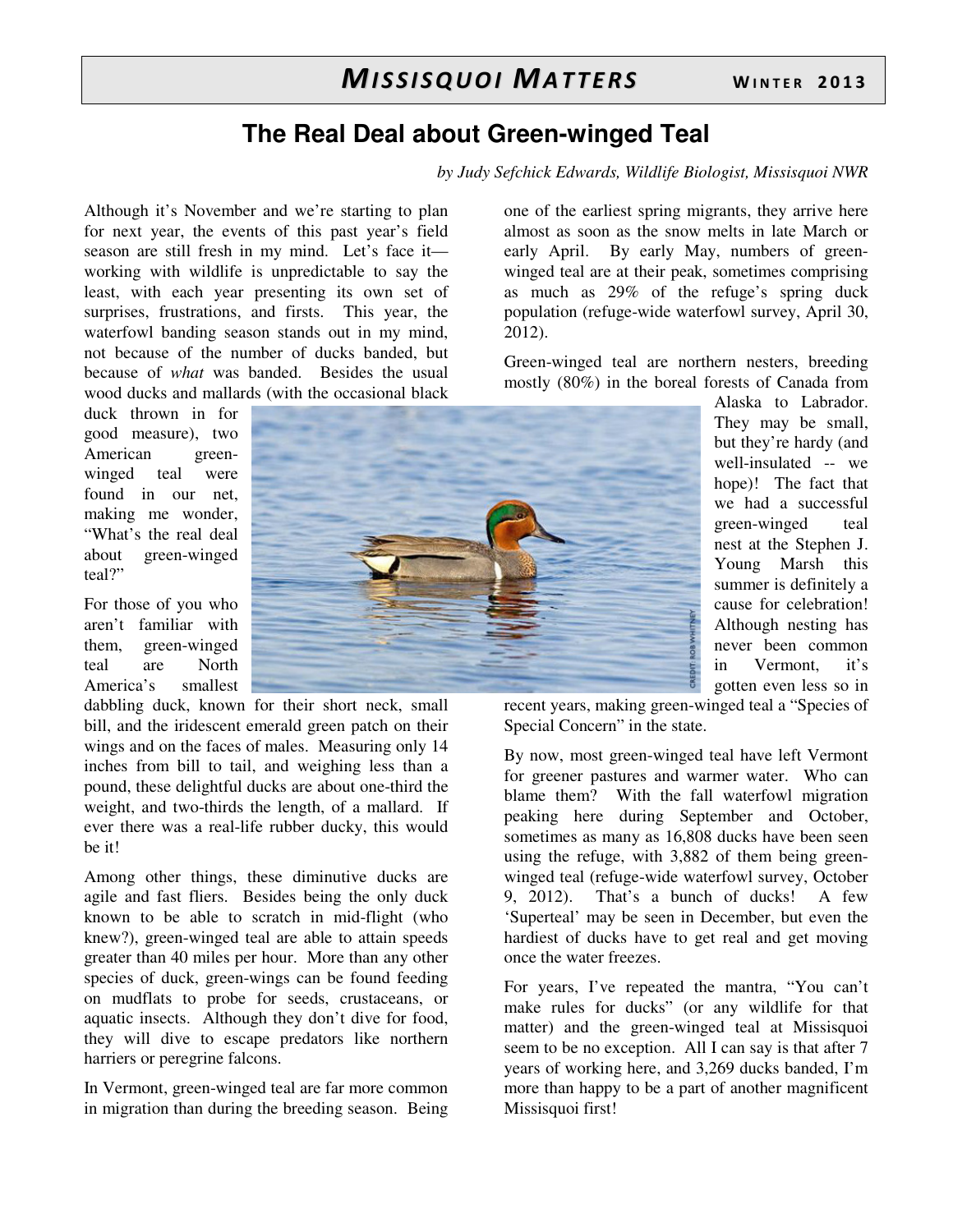# The Real Deal about Green-winged Teal

*by Judy Sefchick Edwards, Wildlife Biologist, Missisquoi NWR*

Although it's November and we're starting to plan for next year, the events of this past year's field season are still fresh in my mind. Let's face it—working with wildlife is unpredictable to say the least, with each year presenting its own set of surprises, frustrations, and firsts. This year, the waterfowl banding season stands out in my mind, not because of the number of ducks banded, but because of *what* was banded. Besides the usual wood ducks and mallards (with the occasional black duck thrown in for good measure), two American green-winged teal were found in our net, making me wonder, "What's the real deal about green-winged teal?"

For those of you who aren't familiar with them, green-winged teal are North America's smallest dabbling duck, known for their short neck, small bill, and the iridescent emerald green patch on their wings and on the faces of males. Measuring only 14 inches from bill to tail, and weighing less than a pound, these delightful ducks are about one-third the weight, and two-thirds the length, of a mallard. If ever there was a real-life rubber ducky, this would be it!

Among other things, these diminutive ducks are agile and fast fliers. Besides being the only duck known to be able to scratch in mid-flight (who knew?), green-winged teal are able to attain speeds greater than 40 miles per hour. More than any other species of duck, green-wings can be found feeding on mudflats to probe for seeds, crustaceans, or aquatic insects. Although they don't dive for food, they will dive to escape predators like northern harriers or peregrine falcons.

In Vermont, green-winged teal are far more common in migration than during the breeding season. Being one of the earliest spring migrants, they arrive here almost as soon as the snow melts in late March or early April. By early May, numbers of green-winged teal are at their peak, sometimes comprising as much as 29% of the refuge's spring duck population (refuge-wide waterfowl survey, April 30, 2012).

Green-winged teal are northern nesters, breeding mostly (80%) in the boreal forests of Canada from Alaska to Labrador. They may be small, but they're hardy (and well-insulated -- we hope)! The fact that we had a successful green-winged teal nest at the Stephen J. Young Marsh this summer is definitely a cause for celebration! Although nesting has never been common in Vermont, it's gotten even less so in recent years, making green-winged teal a "Species of Special Concern" in the state.

By now, most green-winged teal have left Vermont for greener pastures and warmer water. Who can blame them? With the fall waterfowl migration peaking here during September and October, sometimes as many as 16,808 ducks have been seen using the refuge, with 3,882 of them being green-winged teal (refuge-wide waterfowl survey, October 9, 2012). That's a bunch of ducks! A few 'Superteal' may be seen in December, but even the hardiest of ducks have to get real and get moving once the water freezes.

For years, I've repeated the mantra, "You can't make rules for ducks" (or any wildlife for that matter) and the green-winged teal at Missisquoi seem to be no exception. All I can say is that after 7 years of working here, and 3,269 ducks banded, I'm more than happy to be a part of another magnificent Missisquoi first!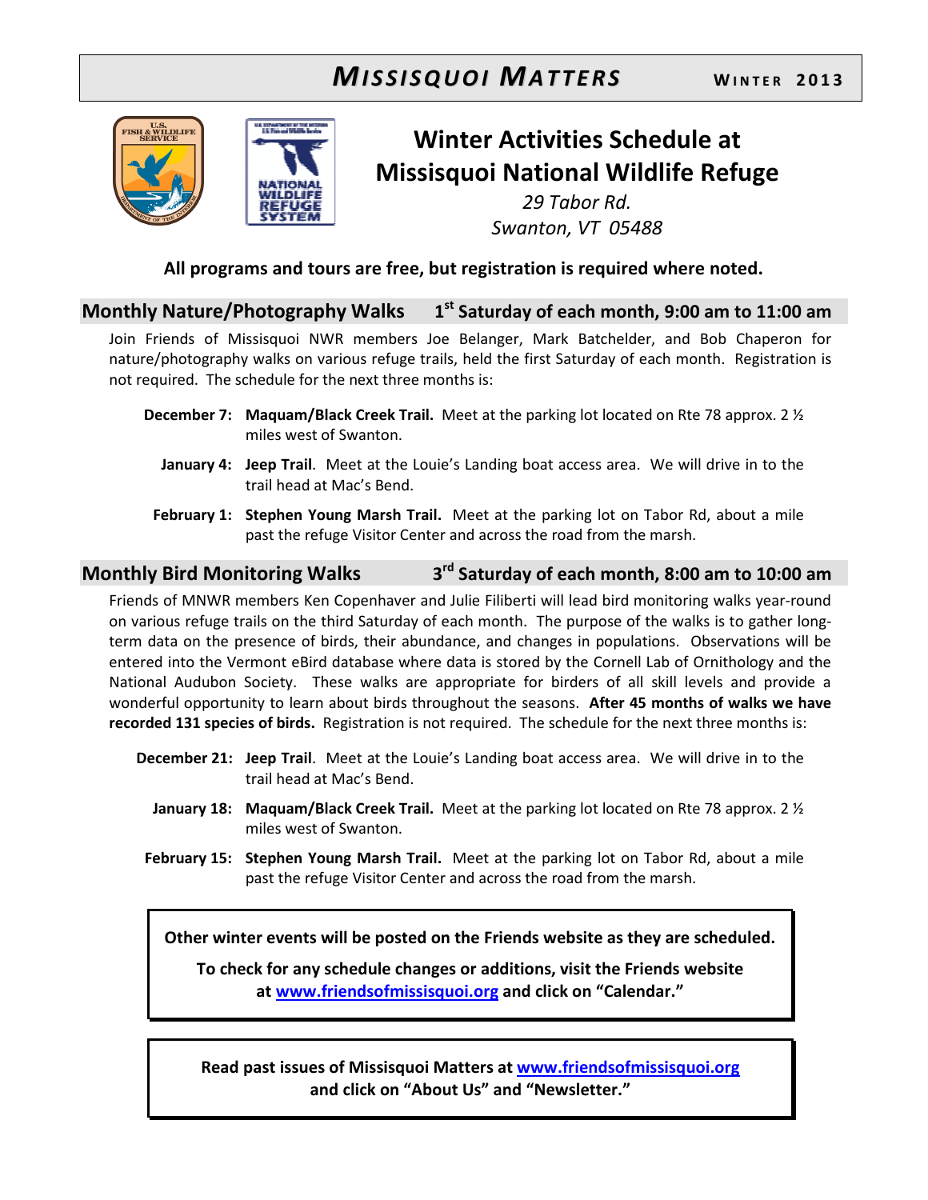# Winter Activities Schedule at Missisquoi National Wildlife Refuge

*29 Tabor Rd.*
*Swanton, VT 05488*

**All programs and tours are free, but registration is required where noted.**

## Monthly Nature/Photography Walks — 1st Saturday of each month, 9:00 am to 11:00 am

Join Friends of Missisquoi NWR members Joe Belanger, Mark Batchelder, and Bob Chaperon for nature/photography walks on various refuge trails, held the first Saturday of each month. Registration is not required. The schedule for the next three months is:

**December 7:** **Maquam/Black Creek Trail.** Meet at the parking lot located on Rte 78 approx. 2 ½ miles west of Swanton.

**January 4:** **Jeep Trail**. Meet at the Louie's Landing boat access area. We will drive in to the trail head at Mac's Bend.

**February 1:** **Stephen Young Marsh Trail.** Meet at the parking lot on Tabor Rd, about a mile past the refuge Visitor Center and across the road from the marsh.

## Monthly Bird Monitoring Walks — 3rd Saturday of each month, 8:00 am to 10:00 am

Friends of MNWR members Ken Copenhaver and Julie Filiberti will lead bird monitoring walks year-round on various refuge trails on the third Saturday of each month. The purpose of the walks is to gather long-term data on the presence of birds, their abundance, and changes in populations. Observations will be entered into the Vermont eBird database where data is stored by the Cornell Lab of Ornithology and the National Audubon Society. These walks are appropriate for birders of all skill levels and provide a wonderful opportunity to learn about birds throughout the seasons. **After 45 months of walks we have recorded 131 species of birds.** Registration is not required. The schedule for the next three months is:

**December 21:** **Jeep Trail**. Meet at the Louie's Landing boat access area. We will drive in to the trail head at Mac's Bend.

**January 18:** **Maquam/Black Creek Trail.** Meet at the parking lot located on Rte 78 approx. 2 ½ miles west of Swanton.

**February 15:** **Stephen Young Marsh Trail.** Meet at the parking lot on Tabor Rd, about a mile past the refuge Visitor Center and across the road from the marsh.

---

**Other winter events will be posted on the Friends website as they are scheduled.**

**To check for any schedule changes or additions, visit the Friends website at [www.friendsofmissisquoi.org](http://www.friendsofmissisquoi.org) and click on "Calendar."**

---

**Read past issues of Missisquoi Matters at [www.friendsofmissisquoi.org](http://www.friendsofmissisquoi.org) and click on "About Us" and "Newsletter."**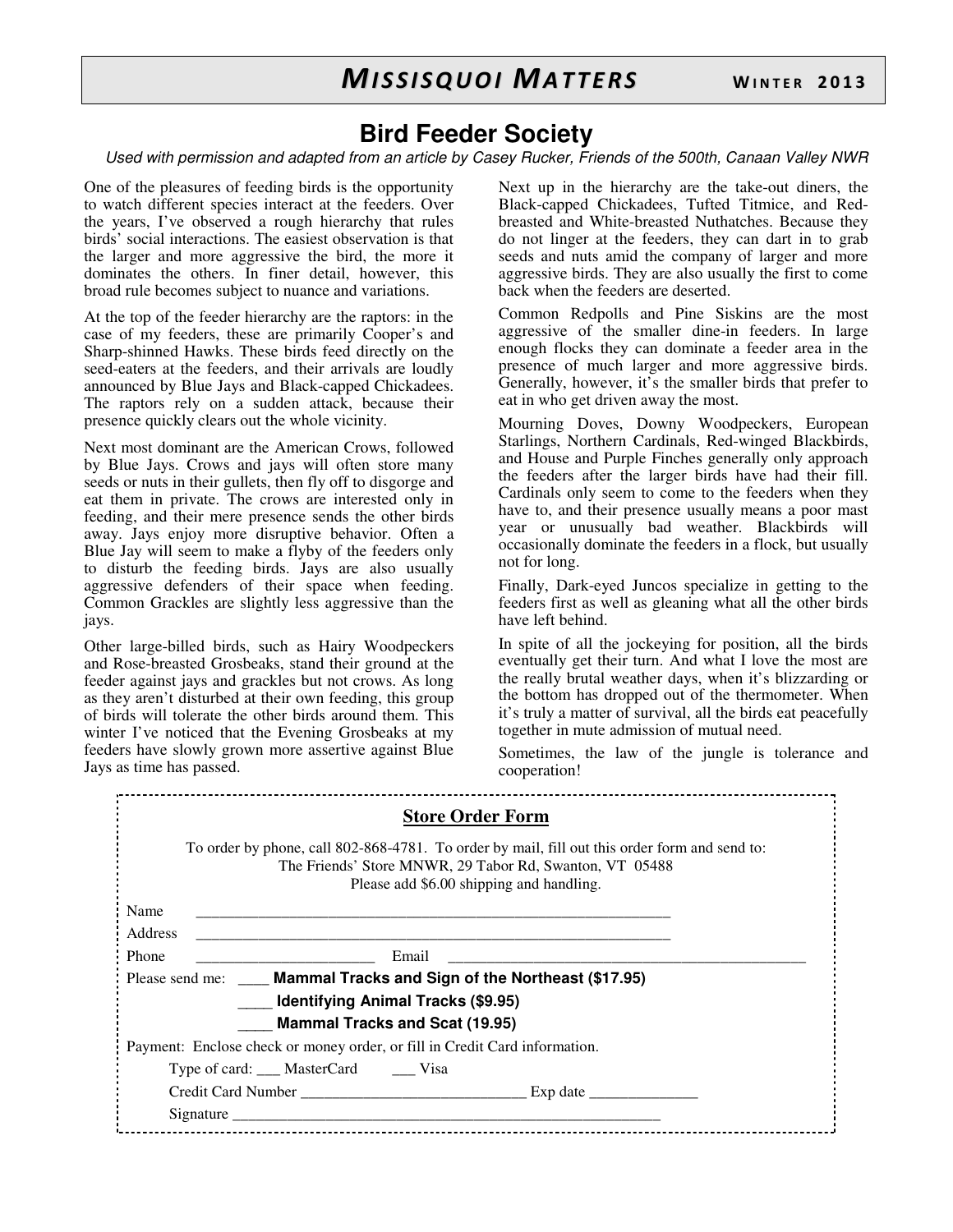## Bird Feeder Society

*Used with permission and adapted from an article by Casey Rucker, Friends of the 500th, Canaan Valley NWR*

One of the pleasures of feeding birds is the opportunity to watch different species interact at the feeders. Over the years, I've observed a rough hierarchy that rules birds' social interactions. The easiest observation is that the larger and more aggressive the bird, the more it dominates the others. In finer detail, however, this broad rule becomes subject to nuance and variations.

At the top of the feeder hierarchy are the raptors: in the case of my feeders, these are primarily Cooper's and Sharp-shinned Hawks. These birds feed directly on the seed-eaters at the feeders, and their arrivals are loudly announced by Blue Jays and Black-capped Chickadees. The raptors rely on a sudden attack, because their presence quickly clears out the whole vicinity.

Next most dominant are the American Crows, followed by Blue Jays. Crows and jays will often store many seeds or nuts in their gullets, then fly off to disgorge and eat them in private. The crows are interested only in feeding, and their mere presence sends the other birds away. Jays enjoy more disruptive behavior. Often a Blue Jay will seem to make a flyby of the feeders only to disturb the feeding birds. Jays are also usually aggressive defenders of their space when feeding. Common Grackles are slightly less aggressive than the jays.

Other large-billed birds, such as Hairy Woodpeckers and Rose-breasted Grosbeaks, stand their ground at the feeder against jays and grackles but not crows. As long as they aren't disturbed at their own feeding, this group of birds will tolerate the other birds around them. This winter I've noticed that the Evening Grosbeaks at my feeders have slowly grown more assertive against Blue Jays as time has passed.

Next up in the hierarchy are the take-out diners, the Black-capped Chickadees, Tufted Titmice, and Red-breasted and White-breasted Nuthatches. Because they do not linger at the feeders, they can dart in to grab seeds and nuts amid the company of larger and more aggressive birds. They are also usually the first to come back when the feeders are deserted.

Common Redpolls and Pine Siskins are the most aggressive of the smaller dine-in feeders. In large enough flocks they can dominate a feeder area in the presence of much larger and more aggressive birds. Generally, however, it's the smaller birds that prefer to eat in who get driven away the most.

Mourning Doves, Downy Woodpeckers, European Starlings, Northern Cardinals, Red-winged Blackbirds, and House and Purple Finches generally only approach the feeders after the larger birds have had their fill. Cardinals only seem to come to the feeders when they have to, and their presence usually means a poor mast year or unusually bad weather. Blackbirds will occasionally dominate the feeders in a flock, but usually not for long.

Finally, Dark-eyed Juncos specialize in getting to the feeders first as well as gleaning what all the other birds have left behind.

In spite of all the jockeying for position, all the birds eventually get their turn. And what I love the most are the really brutal weather days, when it's blizzarding or the bottom has dropped out of the thermometer. When it's truly a matter of survival, all the birds eat peacefully together in mute admission of mutual need.

Sometimes, the law of the jungle is tolerance and cooperation!

---

### Store Order Form

To order by phone, call 802-868-4781. To order by mail, fill out this order form and send to:
The Friends' Store MNWR, 29 Tabor Rd, Swanton, VT 05488
Please add $6.00 shipping and handling.

Name ______________________________________________________________

Address ______________________________________________________________

Phone ______________________ Email ____________________________________________

Please send me: ____ **Mammal Tracks and Sign of the Northeast ($17.95)**

____ **Identifying Animal Tracks ($9.95)**

____ **Mammal Tracks and Scat (19.95)**

Payment: Enclose check or money order, or fill in Credit Card information.

Type of card: ___ MasterCard ___ Visa

Credit Card Number ____________________________ Exp date ______________

Signature ________________________________________________________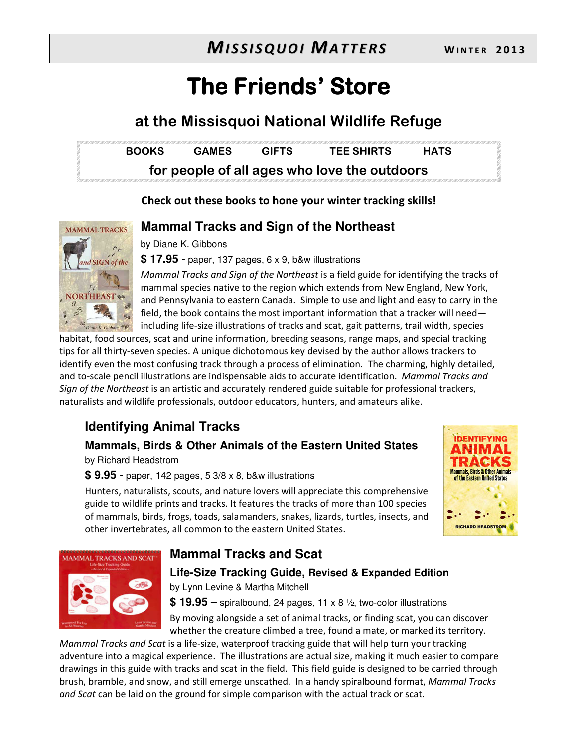# The Friends' Store

## at the Missisquoi National Wildlife Refuge

**BOOKS GAMES GIFTS TEE SHIRTS HATS**

**for people of all ages who love the outdoors**

**Check out these books to hone your winter tracking skills!**

### Mammal Tracks and Sign of the Northeast

by Diane K. Gibbons

**$ 17.95** - paper, 137 pages, 6 x 9, b&w illustrations

*Mammal Tracks and Sign of the Northeast* is a field guide for identifying the tracks of mammal species native to the region which extends from New England, New York, and Pennsylvania to eastern Canada. Simple to use and light and easy to carry in the field, the book contains the most important information that a tracker will need—including life-size illustrations of tracks and scat, gait patterns, trail width, species habitat, food sources, scat and urine information, breeding seasons, range maps, and special tracking tips for all thirty-seven species. A unique dichotomous key devised by the author allows trackers to identify even the most confusing track through a process of elimination. The charming, highly detailed, and to-scale pencil illustrations are indispensable aids to accurate identification. *Mammal Tracks and Sign of the Northeast* is an artistic and accurately rendered guide suitable for professional trackers, naturalists and wildlife professionals, outdoor educators, hunters, and amateurs alike.

### Identifying Animal Tracks

#### Mammals, Birds & Other Animals of the Eastern United States

by Richard Headstrom

**$ 9.95** - paper, 142 pages, 5 3/8 x 8, b&w illustrations

Hunters, naturalists, scouts, and nature lovers will appreciate this comprehensive guide to wildlife prints and tracks. It features the tracks of more than 100 species of mammals, birds, frogs, toads, salamanders, snakes, lizards, turtles, insects, and other invertebrates, all common to the eastern United States.

### Mammal Tracks and Scat

#### Life-Size Tracking Guide, Revised & Expanded Edition

by Lynn Levine & Martha Mitchell

**$ 19.95** – spiralbound, 24 pages, 11 x 8 ½, two-color illustrations

By moving alongside a set of animal tracks, or finding scat, you can discover whether the creature climbed a tree, found a mate, or marked its territory. *Mammal Tracks and Scat* is a life-size, waterproof tracking guide that will help turn your tracking adventure into a magical experience. The illustrations are actual size, making it much easier to compare drawings in this guide with tracks and scat in the field. This field guide is designed to be carried through brush, bramble, and snow, and still emerge unscathed. In a handy spiralbound format, *Mammal Tracks and Scat* can be laid on the ground for simple comparison with the actual track or scat.